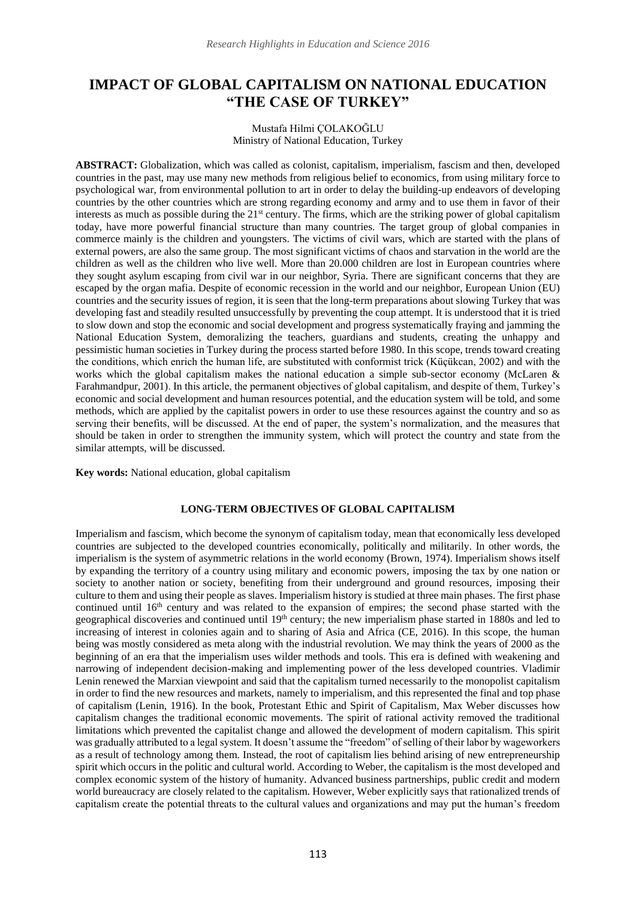# IMPACT OF GLOBAL CAPITALISM ON NATIONAL EDUCATION "THE CASE OF TURKEY"

Mustafa Hilmi ÇOLAKOĞLU
Ministry of National Education, Turkey

**ABSTRACT:** Globalization, which was called as colonist, capitalism, imperialism, fascism and then, developed countries in the past, may use many new methods from religious belief to economics, from using military force to psychological war, from environmental pollution to art in order to delay the building-up endeavors of developing countries by the other countries which are strong regarding economy and army and to use them in favor of their interests as much as possible during the 21st century. The firms, which are the striking power of global capitalism today, have more powerful financial structure than many countries. The target group of global companies in commerce mainly is the children and youngsters. The victims of civil wars, which are started with the plans of external powers, are also the same group. The most significant victims of chaos and starvation in the world are the children as well as the children who live well. More than 20.000 children are lost in European countries where they sought asylum escaping from civil war in our neighbor, Syria. There are significant concerns that they are escaped by the organ mafia. Despite of economic recession in the world and our neighbor, European Union (EU) countries and the security issues of region, it is seen that the long-term preparations about slowing Turkey that was developing fast and steadily resulted unsuccessfully by preventing the coup attempt. It is understood that it is tried to slow down and stop the economic and social development and progress systematically fraying and jamming the National Education System, demoralizing the teachers, guardians and students, creating the unhappy and pessimistic human societies in Turkey during the process started before 1980. In this scope, trends toward creating the conditions, which enrich the human life, are substituted with conformist trick (Küçükcan, 2002) and with the works which the global capitalism makes the national education a simple sub-sector economy (McLaren & Farahmandpur, 2001). In this article, the permanent objectives of global capitalism, and despite of them, Turkey's economic and social development and human resources potential, and the education system will be told, and some methods, which are applied by the capitalist powers in order to use these resources against the country and so as serving their benefits, will be discussed. At the end of paper, the system's normalization, and the measures that should be taken in order to strengthen the immunity system, which will protect the country and state from the similar attempts, will be discussed.

**Key words:** National education, global capitalism

## LONG-TERM OBJECTIVES OF GLOBAL CAPITALISM

Imperialism and fascism, which become the synonym of capitalism today, mean that economically less developed countries are subjected to the developed countries economically, politically and militarily. In other words, the imperialism is the system of asymmetric relations in the world economy (Brown, 1974). Imperialism shows itself by expanding the territory of a country using military and economic powers, imposing the tax by one nation or society to another nation or society, benefiting from their underground and ground resources, imposing their culture to them and using their people as slaves. Imperialism history is studied at three main phases. The first phase continued until 16th century and was related to the expansion of empires; the second phase started with the geographical discoveries and continued until 19th century; the new imperialism phase started in 1880s and led to increasing of interest in colonies again and to sharing of Asia and Africa (CE, 2016). In this scope, the human being was mostly considered as meta along with the industrial revolution. We may think the years of 2000 as the beginning of an era that the imperialism uses wilder methods and tools. This era is defined with weakening and narrowing of independent decision-making and implementing power of the less developed countries. Vladimir Lenin renewed the Marxian viewpoint and said that the capitalism turned necessarily to the monopolist capitalism in order to find the new resources and markets, namely to imperialism, and this represented the final and top phase of capitalism (Lenin, 1916). In the book, Protestant Ethic and Spirit of Capitalism, Max Weber discusses how capitalism changes the traditional economic movements. The spirit of rational activity removed the traditional limitations which prevented the capitalist change and allowed the development of modern capitalism. This spirit was gradually attributed to a legal system. It doesn't assume the "freedom" of selling of their labor by wageworkers as a result of technology among them. Instead, the root of capitalism lies behind arising of new entrepreneurship spirit which occurs in the politic and cultural world. According to Weber, the capitalism is the most developed and complex economic system of the history of humanity. Advanced business partnerships, public credit and modern world bureaucracy are closely related to the capitalism. However, Weber explicitly says that rationalized trends of capitalism create the potential threats to the cultural values and organizations and may put the human's freedom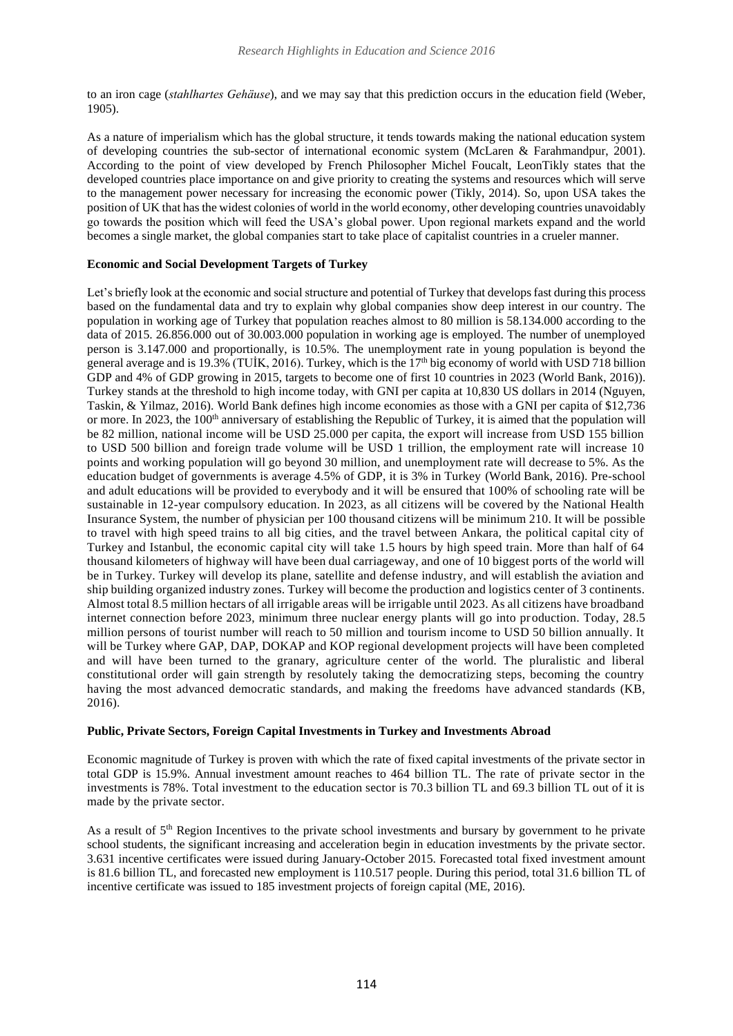to an iron cage (*stahlhartes Gehäuse*), and we may say that this prediction occurs in the education field (Weber, 1905).

As a nature of imperialism which has the global structure, it tends towards making the national education system of developing countries the sub-sector of international economic system (McLaren & Farahmandpur, 2001). According to the point of view developed by French Philosopher Michel Foucalt, LeonTikly states that the developed countries place importance on and give priority to creating the systems and resources which will serve to the management power necessary for increasing the economic power (Tikly, 2014). So, upon USA takes the position of UK that has the widest colonies of world in the world economy, other developing countries unavoidably go towards the position which will feed the USA's global power. Upon regional markets expand and the world becomes a single market, the global companies start to take place of capitalist countries in a crueler manner.

**Economic and Social Development Targets of Turkey**

Let's briefly look at the economic and social structure and potential of Turkey that develops fast during this process based on the fundamental data and try to explain why global companies show deep interest in our country. The population in working age of Turkey that population reaches almost to 80 million is 58.134.000 according to the data of 2015. 26.856.000 out of 30.003.000 population in working age is employed. The number of unemployed person is 3.147.000 and proportionally, is 10.5%. The unemployment rate in young population is beyond the general average and is 19.3% (TUİK, 2016). Turkey, which is the 17th big economy of world with USD 718 billion GDP and 4% of GDP growing in 2015, targets to become one of first 10 countries in 2023 (World Bank, 2016)). Turkey stands at the threshold to high income today, with GNI per capita at 10,830 US dollars in 2014 (Nguyen, Taskin, & Yilmaz, 2016). World Bank defines high income economies as those with a GNI per capita of $12,736 or more. In 2023, the 100th anniversary of establishing the Republic of Turkey, it is aimed that the population will be 82 million, national income will be USD 25.000 per capita, the export will increase from USD 155 billion to USD 500 billion and foreign trade volume will be USD 1 trillion, the employment rate will increase 10 points and working population will go beyond 30 million, and unemployment rate will decrease to 5%. As the education budget of governments is average 4.5% of GDP, it is 3% in Turkey (World Bank, 2016). Pre-school and adult educations will be provided to everybody and it will be ensured that 100% of schooling rate will be sustainable in 12-year compulsory education. In 2023, as all citizens will be covered by the National Health Insurance System, the number of physician per 100 thousand citizens will be minimum 210. It will be possible to travel with high speed trains to all big cities, and the travel between Ankara, the political capital city of Turkey and Istanbul, the economic capital city will take 1.5 hours by high speed train. More than half of 64 thousand kilometers of highway will have been dual carriageway, and one of 10 biggest ports of the world will be in Turkey. Turkey will develop its plane, satellite and defense industry, and will establish the aviation and ship building organized industry zones. Turkey will become the production and logistics center of 3 continents. Almost total 8.5 million hectars of all irrigable areas will be irrigable until 2023. As all citizens have broadband internet connection before 2023, minimum three nuclear energy plants will go into production. Today, 28.5 million persons of tourist number will reach to 50 million and tourism income to USD 50 billion annually. It will be Turkey where GAP, DAP, DOKAP and KOP regional development projects will have been completed and will have been turned to the granary, agriculture center of the world. The pluralistic and liberal constitutional order will gain strength by resolutely taking the democratizing steps, becoming the country having the most advanced democratic standards, and making the freedoms have advanced standards (KB, 2016).

**Public, Private Sectors, Foreign Capital Investments in Turkey and Investments Abroad**

Economic magnitude of Turkey is proven with which the rate of fixed capital investments of the private sector in total GDP is 15.9%. Annual investment amount reaches to 464 billion TL. The rate of private sector in the investments is 78%. Total investment to the education sector is 70.3 billion TL and 69.3 billion TL out of it is made by the private sector.

As a result of 5th Region Incentives to the private school investments and bursary by government to he private school students, the significant increasing and acceleration begin in education investments by the private sector. 3.631 incentive certificates were issued during January-October 2015. Forecasted total fixed investment amount is 81.6 billion TL, and forecasted new employment is 110.517 people. During this period, total 31.6 billion TL of incentive certificate was issued to 185 investment projects of foreign capital (ME, 2016).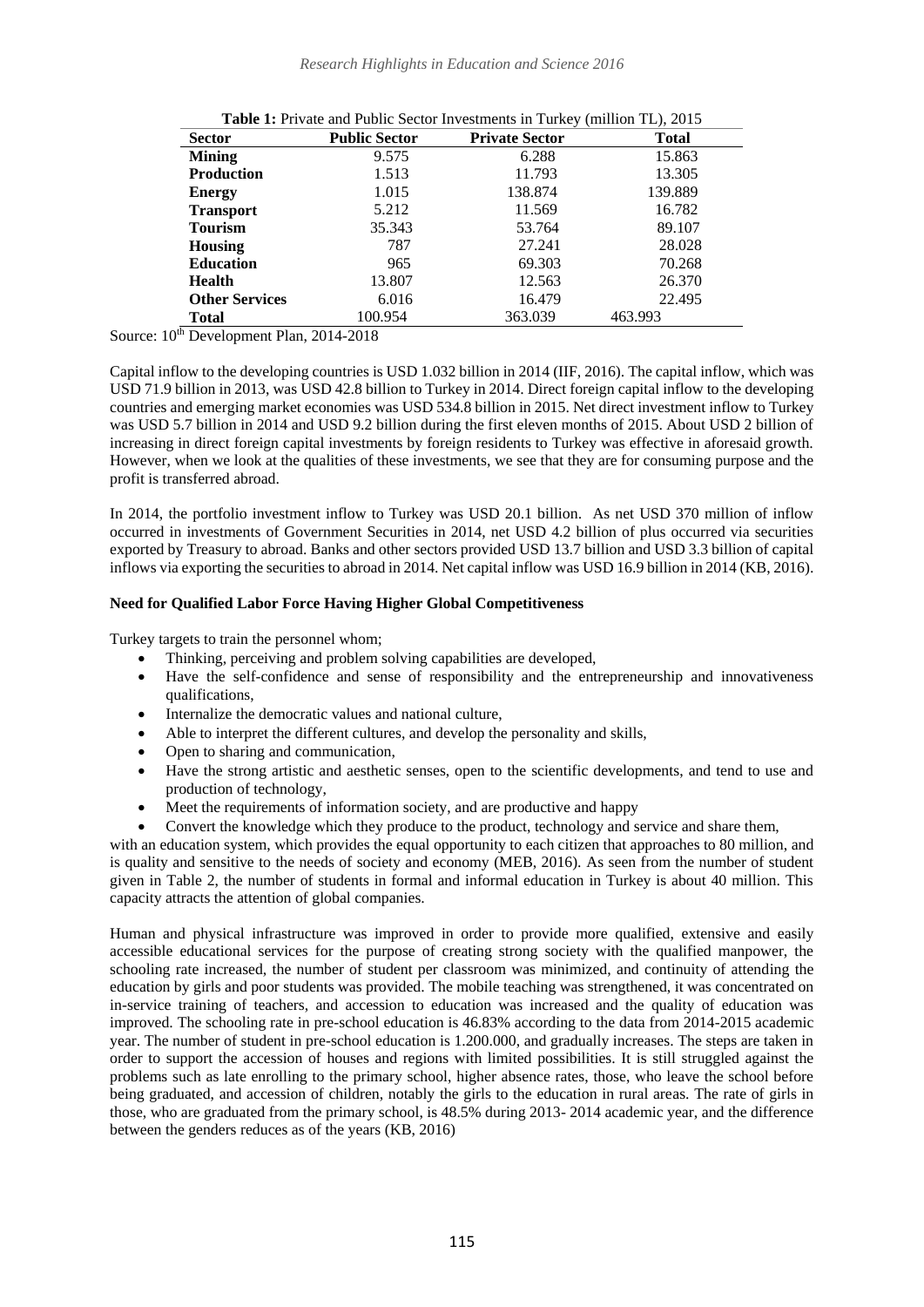**Table 1:** Private and Public Sector Investments in Turkey (million TL), 2015

| Sector | Public Sector | Private Sector | Total |
|---|---|---|---|
| **Mining** | 9.575 | 6.288 | 15.863 |
| **Production** | 1.513 | 11.793 | 13.305 |
| **Energy** | 1.015 | 138.874 | 139.889 |
| **Transport** | 5.212 | 11.569 | 16.782 |
| **Tourism** | 35.343 | 53.764 | 89.107 |
| **Housing** | 787 | 27.241 | 28.028 |
| **Education** | 965 | 69.303 | 70.268 |
| **Health** | 13.807 | 12.563 | 26.370 |
| **Other Services** | 6.016 | 16.479 | 22.495 |
| **Total** | 100.954 | 363.039 | 463.993 |

Source: 10th Development Plan, 2014-2018

Capital inflow to the developing countries is USD 1.032 billion in 2014 (IIF, 2016). The capital inflow, which was USD 71.9 billion in 2013, was USD 42.8 billion to Turkey in 2014. Direct foreign capital inflow to the developing countries and emerging market economies was USD 534.8 billion in 2015. Net direct investment inflow to Turkey was USD 5.7 billion in 2014 and USD 9.2 billion during the first eleven months of 2015. About USD 2 billion of increasing in direct foreign capital investments by foreign residents to Turkey was effective in aforesaid growth. However, when we look at the qualities of these investments, we see that they are for consuming purpose and the profit is transferred abroad.

In 2014, the portfolio investment inflow to Turkey was USD 20.1 billion. As net USD 370 million of inflow occurred in investments of Government Securities in 2014, net USD 4.2 billion of plus occurred via securities exported by Treasury to abroad. Banks and other sectors provided USD 13.7 billion and USD 3.3 billion of capital inflows via exporting the securities to abroad in 2014. Net capital inflow was USD 16.9 billion in 2014 (KB, 2016).

**Need for Qualified Labor Force Having Higher Global Competitiveness**

Turkey targets to train the personnel whom;

- Thinking, perceiving and problem solving capabilities are developed,
- Have the self-confidence and sense of responsibility and the entrepreneurship and innovativeness qualifications,
- Internalize the democratic values and national culture,
- Able to interpret the different cultures, and develop the personality and skills,
- Open to sharing and communication,
- Have the strong artistic and aesthetic senses, open to the scientific developments, and tend to use and production of technology,
- Meet the requirements of information society, and are productive and happy
- Convert the knowledge which they produce to the product, technology and service and share them,

with an education system, which provides the equal opportunity to each citizen that approaches to 80 million, and is quality and sensitive to the needs of society and economy (MEB, 2016). As seen from the number of student given in Table 2, the number of students in formal and informal education in Turkey is about 40 million. This capacity attracts the attention of global companies.

Human and physical infrastructure was improved in order to provide more qualified, extensive and easily accessible educational services for the purpose of creating strong society with the qualified manpower, the schooling rate increased, the number of student per classroom was minimized, and continuity of attending the education by girls and poor students was provided. The mobile teaching was strengthened, it was concentrated on in-service training of teachers, and accession to education was increased and the quality of education was improved. The schooling rate in pre-school education is 46.83% according to the data from 2014-2015 academic year. The number of student in pre-school education is 1.200.000, and gradually increases. The steps are taken in order to support the accession of houses and regions with limited possibilities. It is still struggled against the problems such as late enrolling to the primary school, higher absence rates, those, who leave the school before being graduated, and accession of children, notably the girls to the education in rural areas. The rate of girls in those, who are graduated from the primary school, is 48.5% during 2013- 2014 academic year, and the difference between the genders reduces as of the years (KB, 2016)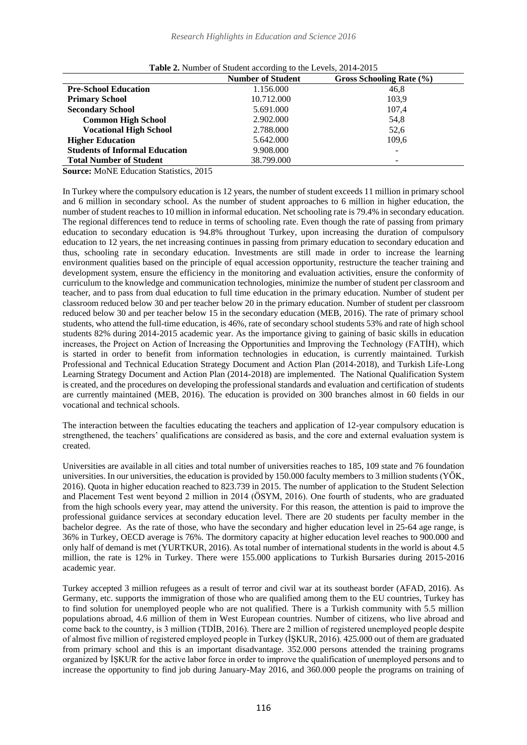**Table 2.** Number of Student according to the Levels, 2014-2015

| | Number of Student | Gross Schooling Rate (%) |
|---|---|---|
| **Pre-School Education** | 1.156.000 | 46,8 |
| **Primary School** | 10.712.000 | 103,9 |
| **Secondary School** | 5.691.000 | 107,4 |
| **Common High School** | 2.902.000 | 54,8 |
| **Vocational High School** | 2.788.000 | 52,6 |
| **Higher Education** | 5.642.000 | 109,6 |
| **Students of Informal Education** | 9.908.000 | - |
| **Total Number of Student** | 38.799.000 | - |

**Source:** MoNE Education Statistics, 2015

In Turkey where the compulsory education is 12 years, the number of student exceeds 11 million in primary school and 6 million in secondary school. As the number of student approaches to 6 million in higher education, the number of student reaches to 10 million in informal education. Net schooling rate is 79.4% in secondary education. The regional differences tend to reduce in terms of schooling rate. Even though the rate of passing from primary education to secondary education is 94.8% throughout Turkey, upon increasing the duration of compulsory education to 12 years, the net increasing continues in passing from primary education to secondary education and thus, schooling rate in secondary education. Investments are still made in order to increase the learning environment qualities based on the principle of equal accession opportunity, restructure the teacher training and development system, ensure the efficiency in the monitoring and evaluation activities, ensure the conformity of curriculum to the knowledge and communication technologies, minimize the number of student per classroom and teacher, and to pass from dual education to full time education in the primary education. Number of student per classroom reduced below 30 and per teacher below 20 in the primary education. Number of student per classroom reduced below 30 and per teacher below 15 in the secondary education (MEB, 2016). The rate of primary school students, who attend the full-time education, is 46%, rate of secondary school students 53% and rate of high school students 82% during 2014-2015 academic year. As the importance giving to gaining of basic skills in education increases, the Project on Action of Increasing the Opportunities and Improving the Technology (FATİH), which is started in order to benefit from information technologies in education, is currently maintained. Turkish Professional and Technical Education Strategy Document and Action Plan (2014-2018), and Turkish Life-Long Learning Strategy Document and Action Plan (2014-2018) are implemented. The National Qualification System is created, and the procedures on developing the professional standards and evaluation and certification of students are currently maintained (MEB, 2016). The education is provided on 300 branches almost in 60 fields in our vocational and technical schools.

The interaction between the faculties educating the teachers and application of 12-year compulsory education is strengthened, the teachers' qualifications are considered as basis, and the core and external evaluation system is created.

Universities are available in all cities and total number of universities reaches to 185, 109 state and 76 foundation universities. In our universities, the education is provided by 150.000 faculty members to 3 million students (YÖK, 2016). Quota in higher education reached to 823.739 in 2015. The number of application to the Student Selection and Placement Test went beyond 2 million in 2014 (ÖSYM, 2016). One fourth of students, who are graduated from the high schools every year, may attend the university. For this reason, the attention is paid to improve the professional guidance services at secondary education level. There are 20 students per faculty member in the bachelor degree. As the rate of those, who have the secondary and higher education level in 25-64 age range, is 36% in Turkey, OECD average is 76%. The dormitory capacity at higher education level reaches to 900.000 and only half of demand is met (YURTKUR, 2016). As total number of international students in the world is about 4.5 million, the rate is 12% in Turkey. There were 155.000 applications to Turkish Bursaries during 2015-2016 academic year.

Turkey accepted 3 million refugees as a result of terror and civil war at its southeast border (AFAD, 2016). As Germany, etc. supports the immigration of those who are qualified among them to the EU countries, Turkey has to find solution for unemployed people who are not qualified. There is a Turkish community with 5.5 million populations abroad, 4.6 million of them in West European countries. Number of citizens, who live abroad and come back to the country, is 3 million (TDİB, 2016). There are 2 million of registered unemployed people despite of almost five million of registered employed people in Turkey (İŞKUR, 2016). 425.000 out of them are graduated from primary school and this is an important disadvantage. 352.000 persons attended the training programs organized by İŞKUR for the active labor force in order to improve the qualification of unemployed persons and to increase the opportunity to find job during January-May 2016, and 360.000 people the programs on training of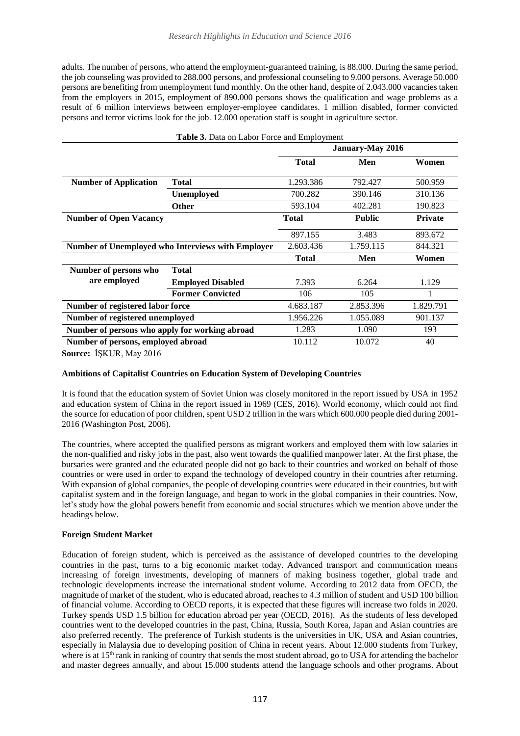adults. The number of persons, who attend the employment-guaranteed training, is 88.000. During the same period, the job counseling was provided to 288.000 persons, and professional counseling to 9.000 persons. Average 50.000 persons are benefiting from unemployment fund monthly. On the other hand, despite of 2.043.000 vacancies taken from the employers in 2015, employment of 890.000 persons shows the qualification and wage problems as a result of 6 million interviews between employer-employee candidates. 1 million disabled, former convicted persons and terror victims look for the job. 12.000 operation staff is sought in agriculture sector.

**Table 3.** Data on Labor Force and Employment

| | | January-May 2016 | | |
|---|---|---|---|---|
| | | **Total** | **Men** | **Women** |
| **Number of Application** | **Total** | 1.293.386 | 792.427 | 500.959 |
| | **Unemployed** | 700.282 | 390.146 | 310.136 |
| | **Other** | 593.104 | 402.281 | 190.823 |
| **Number of Open Vacancy** | | **Total** | **Public** | **Private** |
| | | 897.155 | 3.483 | 893.672 |
| **Number of Unemployed who Interviews with Employer** | | 2.603.436 | 1.759.115 | 844.321 |
| | | **Total** | **Men** | **Women** |
| **Number of persons who are employed** | **Total** | | | |
| | **Employed Disabled** | 7.393 | 6.264 | 1.129 |
| | **Former Convicted** | 106 | 105 | 1 |
| **Number of registered labor force** | | 4.683.187 | 2.853.396 | 1.829.791 |
| **Number of registered unemployed** | | 1.956.226 | 1.055.089 | 901.137 |
| **Number of persons who apply for working abroad** | | 1.283 | 1.090 | 193 |
| **Number of persons, employed abroad** | | 10.112 | 10.072 | 40 |

**Source:** İŞKUR, May 2016

**Ambitions of Capitalist Countries on Education System of Developing Countries**

It is found that the education system of Soviet Union was closely monitored in the report issued by USA in 1952 and education system of China in the report issued in 1969 (CES, 2016). World economy, which could not find the source for education of poor children, spent USD 2 trillion in the wars which 600.000 people died during 2001-2016 (Washington Post, 2006).

The countries, where accepted the qualified persons as migrant workers and employed them with low salaries in the non-qualified and risky jobs in the past, also went towards the qualified manpower later. At the first phase, the bursaries were granted and the educated people did not go back to their countries and worked on behalf of those countries or were used in order to expand the technology of developed country in their countries after returning. With expansion of global companies, the people of developing countries were educated in their countries, but with capitalist system and in the foreign language, and began to work in the global companies in their countries. Now, let's study how the global powers benefit from economic and social structures which we mention above under the headings below.

**Foreign Student Market**

Education of foreign student, which is perceived as the assistance of developed countries to the developing countries in the past, turns to a big economic market today. Advanced transport and communication means increasing of foreign investments, developing of manners of making business together, global trade and technologic developments increase the international student volume. According to 2012 data from OECD, the magnitude of market of the student, who is educated abroad, reaches to 4.3 million of student and USD 100 billion of financial volume. According to OECD reports, it is expected that these figures will increase two folds in 2020. Turkey spends USD 1.5 billion for education abroad per year (OECD, 2016). As the students of less developed countries went to the developed countries in the past, China, Russia, South Korea, Japan and Asian countries are also preferred recently. The preference of Turkish students is the universities in UK, USA and Asian countries, especially in Malaysia due to developing position of China in recent years. About 12.000 students from Turkey, where is at 15th rank in ranking of country that sends the most student abroad, go to USA for attending the bachelor and master degrees annually, and about 15.000 students attend the language schools and other programs. About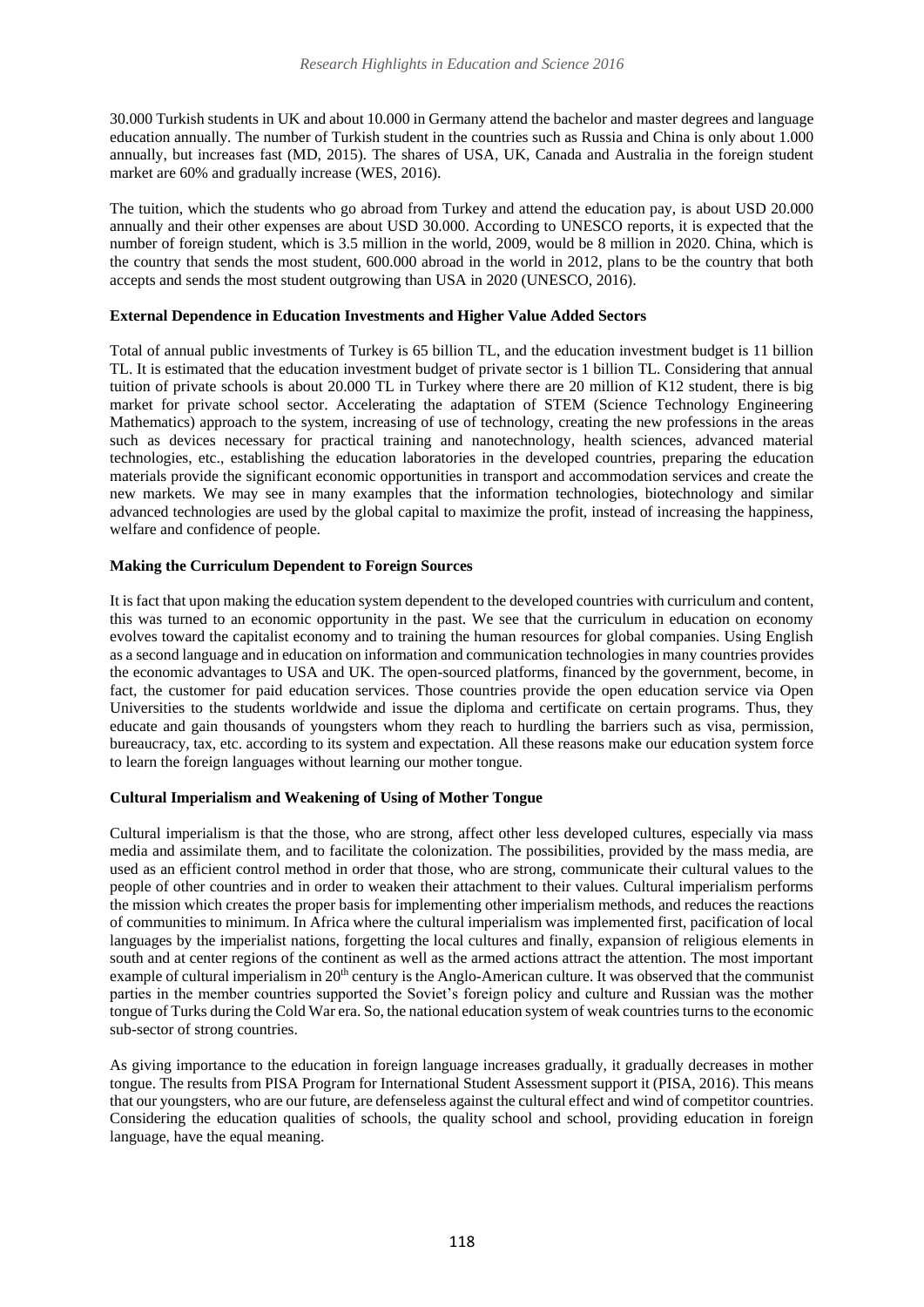30.000 Turkish students in UK and about 10.000 in Germany attend the bachelor and master degrees and language education annually. The number of Turkish student in the countries such as Russia and China is only about 1.000 annually, but increases fast (MD, 2015). The shares of USA, UK, Canada and Australia in the foreign student market are 60% and gradually increase (WES, 2016).

The tuition, which the students who go abroad from Turkey and attend the education pay, is about USD 20.000 annually and their other expenses are about USD 30.000. According to UNESCO reports, it is expected that the number of foreign student, which is 3.5 million in the world, 2009, would be 8 million in 2020. China, which is the country that sends the most student, 600.000 abroad in the world in 2012, plans to be the country that both accepts and sends the most student outgrowing than USA in 2020 (UNESCO, 2016).

**External Dependence in Education Investments and Higher Value Added Sectors**

Total of annual public investments of Turkey is 65 billion TL, and the education investment budget is 11 billion TL. It is estimated that the education investment budget of private sector is 1 billion TL. Considering that annual tuition of private schools is about 20.000 TL in Turkey where there are 20 million of K12 student, there is big market for private school sector. Accelerating the adaptation of STEM (Science Technology Engineering Mathematics) approach to the system, increasing of use of technology, creating the new professions in the areas such as devices necessary for practical training and nanotechnology, health sciences, advanced material technologies, etc., establishing the education laboratories in the developed countries, preparing the education materials provide the significant economic opportunities in transport and accommodation services and create the new markets. We may see in many examples that the information technologies, biotechnology and similar advanced technologies are used by the global capital to maximize the profit, instead of increasing the happiness, welfare and confidence of people.

**Making the Curriculum Dependent to Foreign Sources**

It is fact that upon making the education system dependent to the developed countries with curriculum and content, this was turned to an economic opportunity in the past. We see that the curriculum in education on economy evolves toward the capitalist economy and to training the human resources for global companies. Using English as a second language and in education on information and communication technologies in many countries provides the economic advantages to USA and UK. The open-sourced platforms, financed by the government, become, in fact, the customer for paid education services. Those countries provide the open education service via Open Universities to the students worldwide and issue the diploma and certificate on certain programs. Thus, they educate and gain thousands of youngsters whom they reach to hurdling the barriers such as visa, permission, bureaucracy, tax, etc. according to its system and expectation. All these reasons make our education system force to learn the foreign languages without learning our mother tongue.

**Cultural Imperialism and Weakening of Using of Mother Tongue**

Cultural imperialism is that the those, who are strong, affect other less developed cultures, especially via mass media and assimilate them, and to facilitate the colonization. The possibilities, provided by the mass media, are used as an efficient control method in order that those, who are strong, communicate their cultural values to the people of other countries and in order to weaken their attachment to their values. Cultural imperialism performs the mission which creates the proper basis for implementing other imperialism methods, and reduces the reactions of communities to minimum. In Africa where the cultural imperialism was implemented first, pacification of local languages by the imperialist nations, forgetting the local cultures and finally, expansion of religious elements in south and at center regions of the continent as well as the armed actions attract the attention. The most important example of cultural imperialism in 20th century is the Anglo-American culture. It was observed that the communist parties in the member countries supported the Soviet's foreign policy and culture and Russian was the mother tongue of Turks during the Cold War era. So, the national education system of weak countries turns to the economic sub-sector of strong countries.

As giving importance to the education in foreign language increases gradually, it gradually decreases in mother tongue. The results from PISA Program for International Student Assessment support it (PISA, 2016). This means that our youngsters, who are our future, are defenseless against the cultural effect and wind of competitor countries. Considering the education qualities of schools, the quality school and school, providing education in foreign language, have the equal meaning.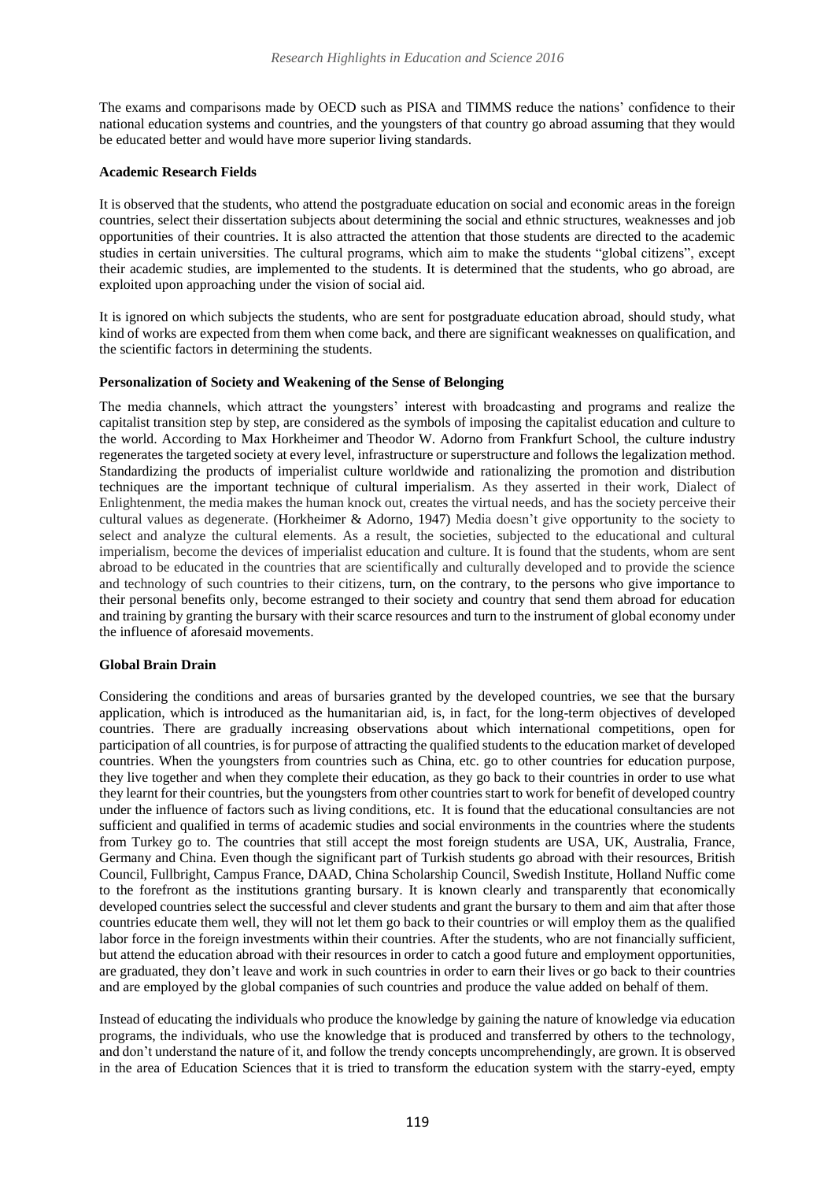The exams and comparisons made by OECD such as PISA and TIMMS reduce the nations' confidence to their national education systems and countries, and the youngsters of that country go abroad assuming that they would be educated better and would have more superior living standards.

**Academic Research Fields**

It is observed that the students, who attend the postgraduate education on social and economic areas in the foreign countries, select their dissertation subjects about determining the social and ethnic structures, weaknesses and job opportunities of their countries. It is also attracted the attention that those students are directed to the academic studies in certain universities. The cultural programs, which aim to make the students "global citizens", except their academic studies, are implemented to the students. It is determined that the students, who go abroad, are exploited upon approaching under the vision of social aid.

It is ignored on which subjects the students, who are sent for postgraduate education abroad, should study, what kind of works are expected from them when come back, and there are significant weaknesses on qualification, and the scientific factors in determining the students.

**Personalization of Society and Weakening of the Sense of Belonging**

The media channels, which attract the youngsters' interest with broadcasting and programs and realize the capitalist transition step by step, are considered as the symbols of imposing the capitalist education and culture to the world. According to Max Horkheimer and Theodor W. Adorno from Frankfurt School, the culture industry regenerates the targeted society at every level, infrastructure or superstructure and follows the legalization method. Standardizing the products of imperialist culture worldwide and rationalizing the promotion and distribution techniques are the important technique of cultural imperialism. As they asserted in their work, Dialect of Enlightenment, the media makes the human knock out, creates the virtual needs, and has the society perceive their cultural values as degenerate. (Horkheimer & Adorno, 1947) Media doesn't give opportunity to the society to select and analyze the cultural elements. As a result, the societies, subjected to the educational and cultural imperialism, become the devices of imperialist education and culture. It is found that the students, whom are sent abroad to be educated in the countries that are scientifically and culturally developed and to provide the science and technology of such countries to their citizens, turn, on the contrary, to the persons who give importance to their personal benefits only, become estranged to their society and country that send them abroad for education and training by granting the bursary with their scarce resources and turn to the instrument of global economy under the influence of aforesaid movements.

**Global Brain Drain**

Considering the conditions and areas of bursaries granted by the developed countries, we see that the bursary application, which is introduced as the humanitarian aid, is, in fact, for the long-term objectives of developed countries. There are gradually increasing observations about which international competitions, open for participation of all countries, is for purpose of attracting the qualified students to the education market of developed countries. When the youngsters from countries such as China, etc. go to other countries for education purpose, they live together and when they complete their education, as they go back to their countries in order to use what they learnt for their countries, but the youngsters from other countries start to work for benefit of developed country under the influence of factors such as living conditions, etc. It is found that the educational consultancies are not sufficient and qualified in terms of academic studies and social environments in the countries where the students from Turkey go to. The countries that still accept the most foreign students are USA, UK, Australia, France, Germany and China. Even though the significant part of Turkish students go abroad with their resources, British Council, Fullbright, Campus France, DAAD, China Scholarship Council, Swedish Institute, Holland Nuffic come to the forefront as the institutions granting bursary. It is known clearly and transparently that economically developed countries select the successful and clever students and grant the bursary to them and aim that after those countries educate them well, they will not let them go back to their countries or will employ them as the qualified labor force in the foreign investments within their countries. After the students, who are not financially sufficient, but attend the education abroad with their resources in order to catch a good future and employment opportunities, are graduated, they don't leave and work in such countries in order to earn their lives or go back to their countries and are employed by the global companies of such countries and produce the value added on behalf of them.

Instead of educating the individuals who produce the knowledge by gaining the nature of knowledge via education programs, the individuals, who use the knowledge that is produced and transferred by others to the technology, and don't understand the nature of it, and follow the trendy concepts uncomprehendingly, are grown. It is observed in the area of Education Sciences that it is tried to transform the education system with the starry-eyed, empty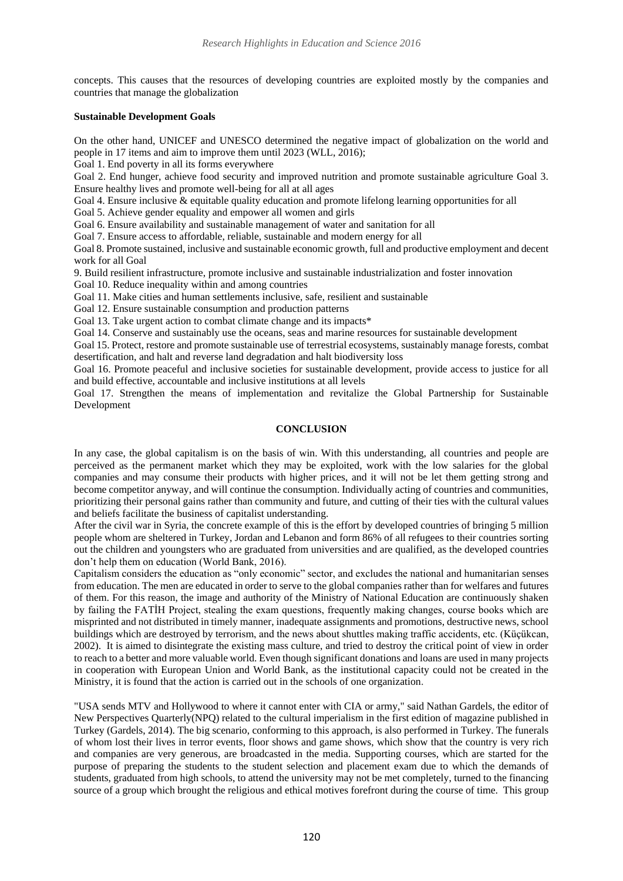concepts. This causes that the resources of developing countries are exploited mostly by the companies and countries that manage the globalization

**Sustainable Development Goals**

On the other hand, UNICEF and UNESCO determined the negative impact of globalization on the world and people in 17 items and aim to improve them until 2023 (WLL, 2016);

Goal 1. End poverty in all its forms everywhere

Goal 2. End hunger, achieve food security and improved nutrition and promote sustainable agriculture Goal 3. Ensure healthy lives and promote well-being for all at all ages

Goal 4. Ensure inclusive & equitable quality education and promote lifelong learning opportunities for all

Goal 5. Achieve gender equality and empower all women and girls

Goal 6. Ensure availability and sustainable management of water and sanitation for all

Goal 7. Ensure access to affordable, reliable, sustainable and modern energy for all

Goal 8. Promote sustained, inclusive and sustainable economic growth, full and productive employment and decent work for all Goal

9. Build resilient infrastructure, promote inclusive and sustainable industrialization and foster innovation

Goal 10. Reduce inequality within and among countries

Goal 11. Make cities and human settlements inclusive, safe, resilient and sustainable

Goal 12. Ensure sustainable consumption and production patterns

Goal 13. Take urgent action to combat climate change and its impacts*

Goal 14. Conserve and sustainably use the oceans, seas and marine resources for sustainable development

Goal 15. Protect, restore and promote sustainable use of terrestrial ecosystems, sustainably manage forests, combat desertification, and halt and reverse land degradation and halt biodiversity loss

Goal 16. Promote peaceful and inclusive societies for sustainable development, provide access to justice for all and build effective, accountable and inclusive institutions at all levels

Goal 17. Strengthen the means of implementation and revitalize the Global Partnership for Sustainable Development

## CONCLUSION

In any case, the global capitalism is on the basis of win. With this understanding, all countries and people are perceived as the permanent market which they may be exploited, work with the low salaries for the global companies and may consume their products with higher prices, and it will not be let them getting strong and become competitor anyway, and will continue the consumption. Individually acting of countries and communities, prioritizing their personal gains rather than community and future, and cutting of their ties with the cultural values and beliefs facilitate the business of capitalist understanding.

After the civil war in Syria, the concrete example of this is the effort by developed countries of bringing 5 million people whom are sheltered in Turkey, Jordan and Lebanon and form 86% of all refugees to their countries sorting out the children and youngsters who are graduated from universities and are qualified, as the developed countries don't help them on education (World Bank, 2016).

Capitalism considers the education as "only economic" sector, and excludes the national and humanitarian senses from education. The men are educated in order to serve to the global companies rather than for welfares and futures of them. For this reason, the image and authority of the Ministry of National Education are continuously shaken by failing the FATİH Project, stealing the exam questions, frequently making changes, course books which are misprinted and not distributed in timely manner, inadequate assignments and promotions, destructive news, school buildings which are destroyed by terrorism, and the news about shuttles making traffic accidents, etc. (Küçükcan, 2002). It is aimed to disintegrate the existing mass culture, and tried to destroy the critical point of view in order to reach to a better and more valuable world. Even though significant donations and loans are used in many projects in cooperation with European Union and World Bank, as the institutional capacity could not be created in the Ministry, it is found that the action is carried out in the schools of one organization.

"USA sends MTV and Hollywood to where it cannot enter with CIA or army," said Nathan Gardels, the editor of New Perspectives Quarterly(NPQ) related to the cultural imperialism in the first edition of magazine published in Turkey (Gardels, 2014). The big scenario, conforming to this approach, is also performed in Turkey. The funerals of whom lost their lives in terror events, floor shows and game shows, which show that the country is very rich and companies are very generous, are broadcasted in the media. Supporting courses, which are started for the purpose of preparing the students to the student selection and placement exam due to which the demands of students, graduated from high schools, to attend the university may not be met completely, turned to the financing source of a group which brought the religious and ethical motives forefront during the course of time. This group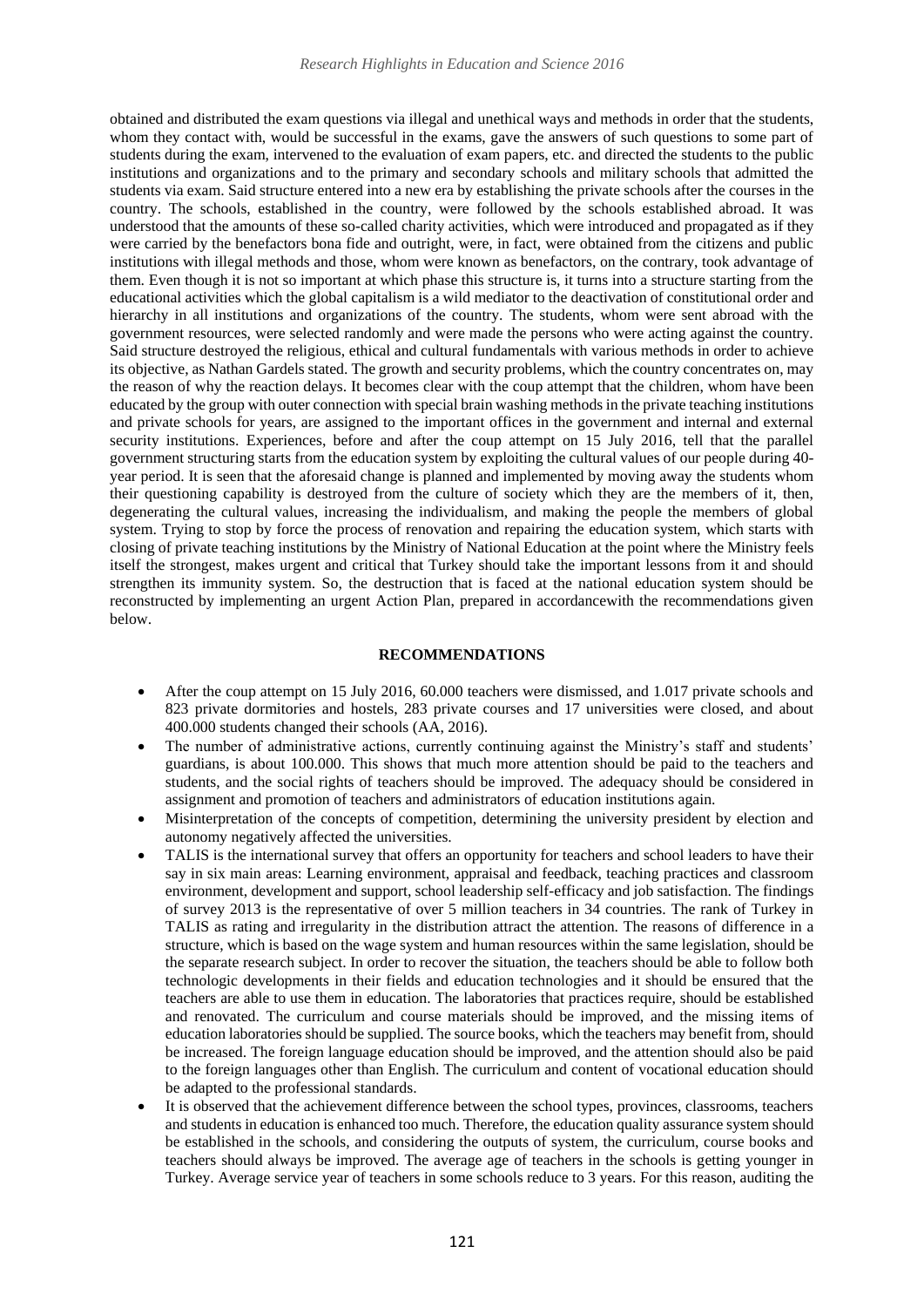obtained and distributed the exam questions via illegal and unethical ways and methods in order that the students, whom they contact with, would be successful in the exams, gave the answers of such questions to some part of students during the exam, intervened to the evaluation of exam papers, etc. and directed the students to the public institutions and organizations and to the primary and secondary schools and military schools that admitted the students via exam. Said structure entered into a new era by establishing the private schools after the courses in the country. The schools, established in the country, were followed by the schools established abroad. It was understood that the amounts of these so-called charity activities, which were introduced and propagated as if they were carried by the benefactors bona fide and outright, were, in fact, were obtained from the citizens and public institutions with illegal methods and those, whom were known as benefactors, on the contrary, took advantage of them. Even though it is not so important at which phase this structure is, it turns into a structure starting from the educational activities which the global capitalism is a wild mediator to the deactivation of constitutional order and hierarchy in all institutions and organizations of the country. The students, whom were sent abroad with the government resources, were selected randomly and were made the persons who were acting against the country. Said structure destroyed the religious, ethical and cultural fundamentals with various methods in order to achieve its objective, as Nathan Gardels stated. The growth and security problems, which the country concentrates on, may the reason of why the reaction delays. It becomes clear with the coup attempt that the children, whom have been educated by the group with outer connection with special brain washing methods in the private teaching institutions and private schools for years, are assigned to the important offices in the government and internal and external security institutions. Experiences, before and after the coup attempt on 15 July 2016, tell that the parallel government structuring starts from the education system by exploiting the cultural values of our people during 40-year period. It is seen that the aforesaid change is planned and implemented by moving away the students whom their questioning capability is destroyed from the culture of society which they are the members of it, then, degenerating the cultural values, increasing the individualism, and making the people the members of global system. Trying to stop by force the process of renovation and repairing the education system, which starts with closing of private teaching institutions by the Ministry of National Education at the point where the Ministry feels itself the strongest, makes urgent and critical that Turkey should take the important lessons from it and should strengthen its immunity system. So, the destruction that is faced at the national education system should be reconstructed by implementing an urgent Action Plan, prepared in accordancewith the recommendations given below.

## RECOMMENDATIONS

- After the coup attempt on 15 July 2016, 60.000 teachers were dismissed, and 1.017 private schools and 823 private dormitories and hostels, 283 private courses and 17 universities were closed, and about 400.000 students changed their schools (AA, 2016).
- The number of administrative actions, currently continuing against the Ministry's staff and students' guardians, is about 100.000. This shows that much more attention should be paid to the teachers and students, and the social rights of teachers should be improved. The adequacy should be considered in assignment and promotion of teachers and administrators of education institutions again.
- Misinterpretation of the concepts of competition, determining the university president by election and autonomy negatively affected the universities.
- TALIS is the international survey that offers an opportunity for teachers and school leaders to have their say in six main areas: Learning environment, appraisal and feedback, teaching practices and classroom environment, development and support, school leadership self-efficacy and job satisfaction. The findings of survey 2013 is the representative of over 5 million teachers in 34 countries. The rank of Turkey in TALIS as rating and irregularity in the distribution attract the attention. The reasons of difference in a structure, which is based on the wage system and human resources within the same legislation, should be the separate research subject. In order to recover the situation, the teachers should be able to follow both technologic developments in their fields and education technologies and it should be ensured that the teachers are able to use them in education. The laboratories that practices require, should be established and renovated. The curriculum and course materials should be improved, and the missing items of education laboratories should be supplied. The source books, which the teachers may benefit from, should be increased. The foreign language education should be improved, and the attention should also be paid to the foreign languages other than English. The curriculum and content of vocational education should be adapted to the professional standards.
- It is observed that the achievement difference between the school types, provinces, classrooms, teachers and students in education is enhanced too much. Therefore, the education quality assurance system should be established in the schools, and considering the outputs of system, the curriculum, course books and teachers should always be improved. The average age of teachers in the schools is getting younger in Turkey. Average service year of teachers in some schools reduce to 3 years. For this reason, auditing the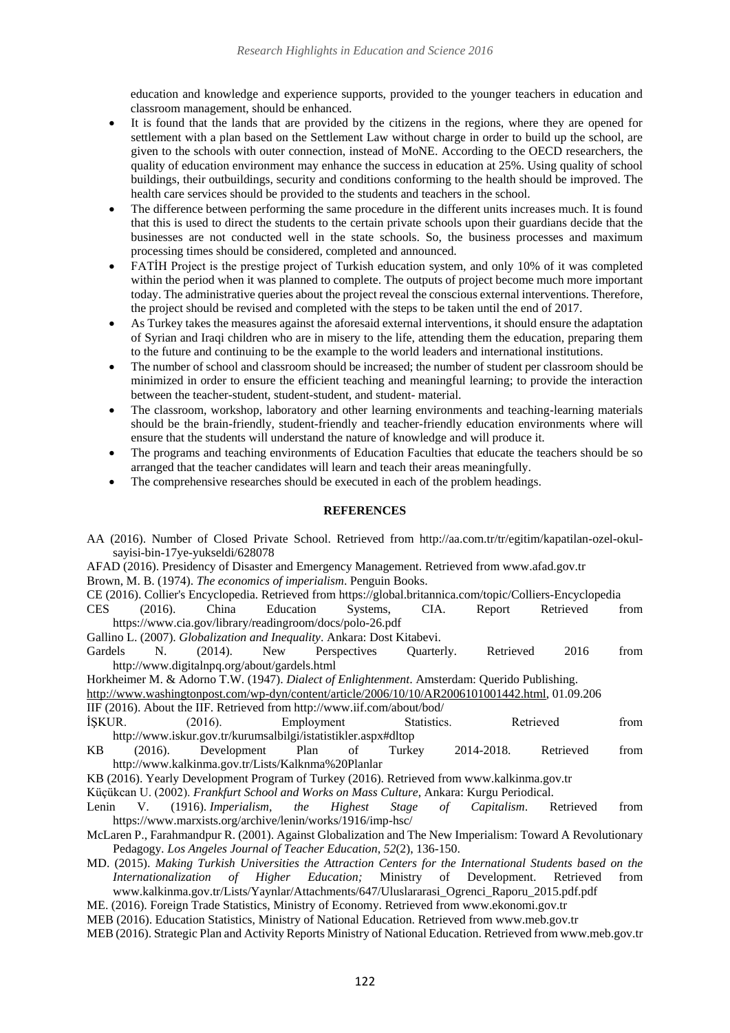education and knowledge and experience supports, provided to the younger teachers in education and classroom management, should be enhanced.

- It is found that the lands that are provided by the citizens in the regions, where they are opened for settlement with a plan based on the Settlement Law without charge in order to build up the school, are given to the schools with outer connection, instead of MoNE. According to the OECD researchers, the quality of education environment may enhance the success in education at 25%. Using quality of school buildings, their outbuildings, security and conditions conforming to the health should be improved. The health care services should be provided to the students and teachers in the school.
- The difference between performing the same procedure in the different units increases much. It is found that this is used to direct the students to the certain private schools upon their guardians decide that the businesses are not conducted well in the state schools. So, the business processes and maximum processing times should be considered, completed and announced.
- FATİH Project is the prestige project of Turkish education system, and only 10% of it was completed within the period when it was planned to complete. The outputs of project become much more important today. The administrative queries about the project reveal the conscious external interventions. Therefore, the project should be revised and completed with the steps to be taken until the end of 2017.
- As Turkey takes the measures against the aforesaid external interventions, it should ensure the adaptation of Syrian and Iraqi children who are in misery to the life, attending them the education, preparing them to the future and continuing to be the example to the world leaders and international institutions.
- The number of school and classroom should be increased; the number of student per classroom should be minimized in order to ensure the efficient teaching and meaningful learning; to provide the interaction between the teacher-student, student-student, and student- material.
- The classroom, workshop, laboratory and other learning environments and teaching-learning materials should be the brain-friendly, student-friendly and teacher-friendly education environments where will ensure that the students will understand the nature of knowledge and will produce it.
- The programs and teaching environments of Education Faculties that educate the teachers should be so arranged that the teacher candidates will learn and teach their areas meaningfully.
- The comprehensive researches should be executed in each of the problem headings.

## REFERENCES

AA (2016). Number of Closed Private School. Retrieved from http://aa.com.tr/tr/egitim/kapatilan-ozel-okul-sayisi-bin-17ye-yukseldi/628078

AFAD (2016). Presidency of Disaster and Emergency Management. Retrieved from www.afad.gov.tr

Brown, M. B. (1974). *The economics of imperialism*. Penguin Books.

CE (2016). Collier's Encyclopedia. Retrieved from https://global.britannica.com/topic/Colliers-Encyclopedia

CES (2016). China Education Systems, CIA. Report Retrieved from https://www.cia.gov/library/readingroom/docs/polo-26.pdf

Gallino L. (2007). *Globalization and Inequality*. Ankara: Dost Kitabevi.

Gardels N. (2014). New Perspectives Quarterly. Retrieved 2016 from http://www.digitalnpq.org/about/gardels.html

Horkheimer M. & Adorno T.W. (1947). *Dialect of Enlightenment*. Amsterdam: Querido Publishing.

http://www.washingtonpost.com/wp-dyn/content/article/2006/10/10/AR2006101001442.html, 01.09.206

IIF (2016). About the IIF. Retrieved from http://www.iif.com/about/bod/

İŞKUR. (2016). Employment Statistics. Retrieved from http://www.iskur.gov.tr/kurumsalbilgi/istatistikler.aspx#dltop

KB (2016). Development Plan of Turkey 2014-2018. Retrieved from http://www.kalkinma.gov.tr/Lists/Kalknma%20Planlar

KB (2016). Yearly Development Program of Turkey (2016). Retrieved from www.kalkinma.gov.tr

Küçükcan U. (2002). *Frankfurt School and Works on Mass Culture*, Ankara: Kurgu Periodical.

Lenin V. (1916). *Imperialism, the Highest Stage of Capitalism*. Retrieved from https://www.marxists.org/archive/lenin/works/1916/imp-hsc/

McLaren P., Farahmandpur R. (2001). Against Globalization and The New Imperialism: Toward A Revolutionary Pedagogy. *Los Angeles Journal of Teacher Education*, *52*(2), 136-150.

MD. (2015). *Making Turkish Universities the Attraction Centers for the International Students based on the Internationalization of Higher Education;* Ministry of Development. Retrieved from www.kalkinma.gov.tr/Lists/Yaynlar/Attachments/647/Uluslararasi_Ogrenci_Raporu_2015.pdf.pdf

ME. (2016). Foreign Trade Statistics, Ministry of Economy. Retrieved from www.ekonomi.gov.tr

MEB (2016). Education Statistics, Ministry of National Education. Retrieved from www.meb.gov.tr

MEB (2016). Strategic Plan and Activity Reports Ministry of National Education. Retrieved from www.meb.gov.tr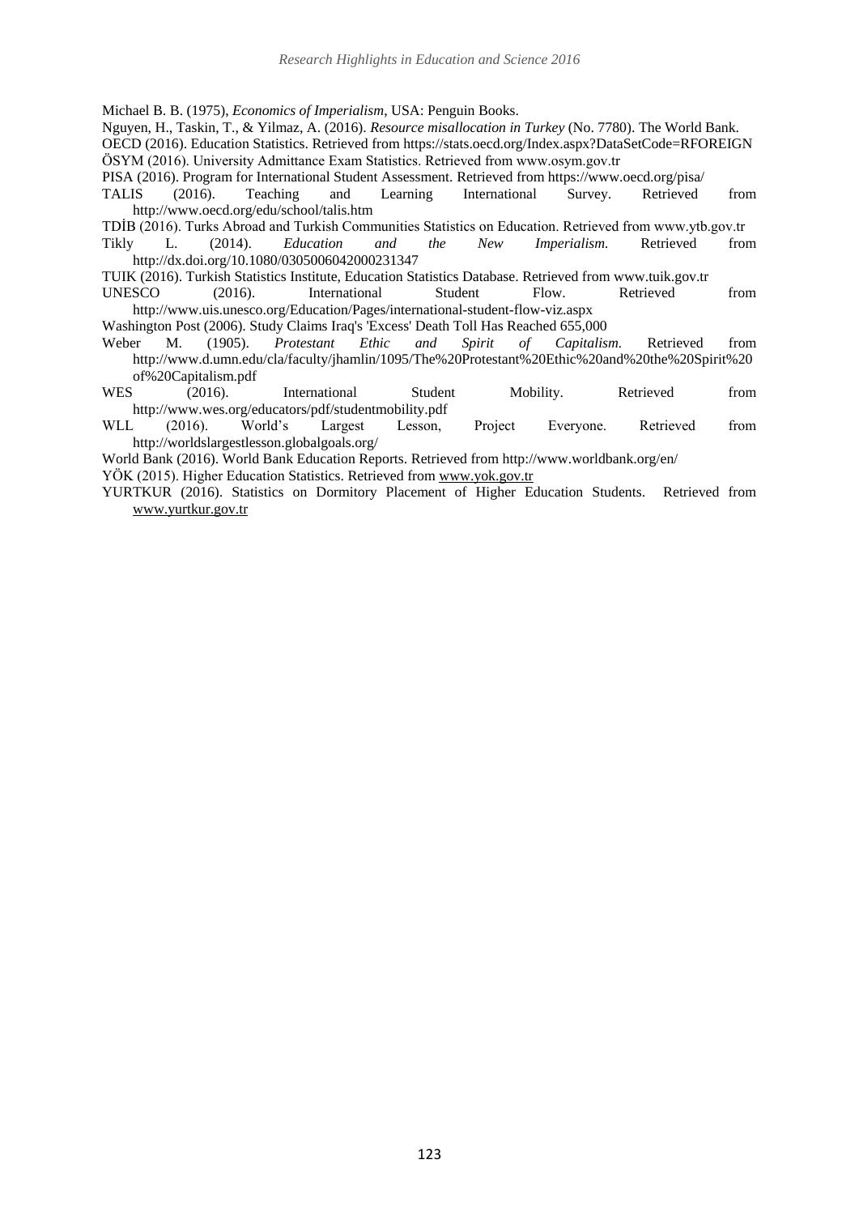Michael B. B. (1975), *Economics of Imperialism*, USA: Penguin Books.

Nguyen, H., Taskin, T., & Yilmaz, A. (2016). *Resource misallocation in Turkey* (No. 7780). The World Bank.

OECD (2016). Education Statistics. Retrieved from https://stats.oecd.org/Index.aspx?DataSetCode=RFOREIGN

ÖSYM (2016). University Admittance Exam Statistics. Retrieved from www.osym.gov.tr

PISA (2016). Program for International Student Assessment. Retrieved from https://www.oecd.org/pisa/

TALIS (2016). Teaching and Learning International Survey. Retrieved from http://www.oecd.org/edu/school/talis.htm

TDİB (2016). Turks Abroad and Turkish Communities Statistics on Education. Retrieved from www.ytb.gov.tr

Tikly L. (2014). *Education and the New Imperialism.* Retrieved from http://dx.doi.org/10.1080/0305006042000231347

TUIK (2016). Turkish Statistics Institute, Education Statistics Database. Retrieved from www.tuik.gov.tr

UNESCO (2016). International Student Flow. Retrieved from http://www.uis.unesco.org/Education/Pages/international-student-flow-viz.aspx

Washington Post (2006). Study Claims Iraq's 'Excess' Death Toll Has Reached 655,000

Weber M. (1905). *Protestant Ethic and Spirit of Capitalism.* Retrieved from http://www.d.umn.edu/cla/faculty/jhamlin/1095/The%20Protestant%20Ethic%20and%20the%20Spirit%20of%20Capitalism.pdf

WES (2016). International Student Mobility. Retrieved from http://www.wes.org/educators/pdf/studentmobility.pdf

WLL (2016). World's Largest Lesson, Project Everyone. Retrieved from http://worldslargestlesson.globalgoals.org/

World Bank (2016). World Bank Education Reports. Retrieved from http://www.worldbank.org/en/

YÖK (2015). Higher Education Statistics. Retrieved from www.yok.gov.tr

YURTKUR (2016). Statistics on Dormitory Placement of Higher Education Students. Retrieved from www.yurtkur.gov.tr